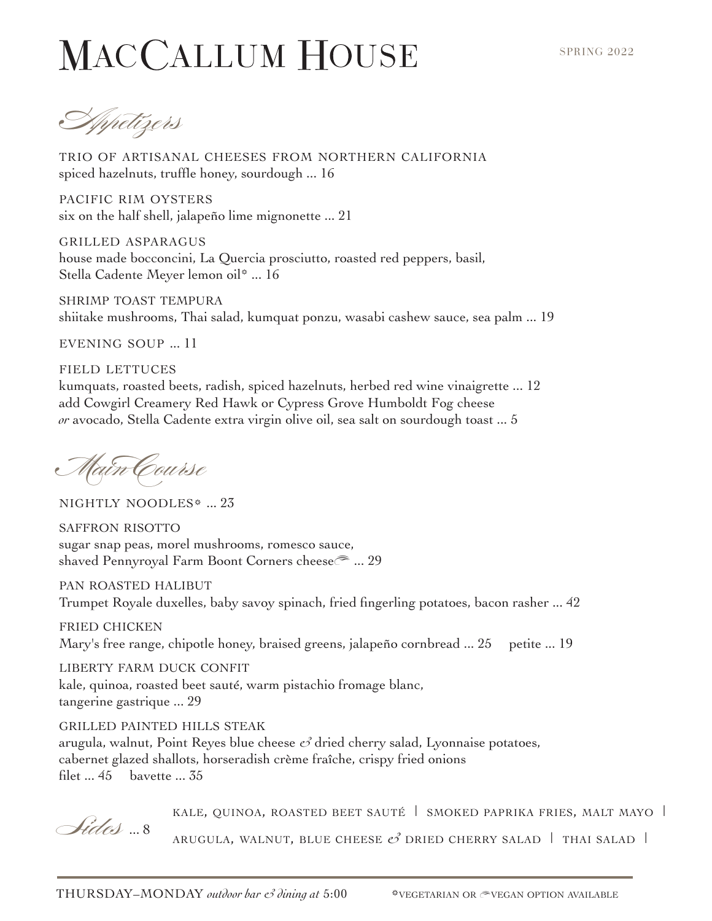# MacCallum House

SPRING 2022

## Appetizers

TRIO OF ARTISANAL CHEESES FROM NORTHERN CALIFORNIA
spiced hazelnuts, truffle honey, sourdough ... 16

PACIFIC RIM OYSTERS
six on the half shell, jalapeño lime mignonette ... 21

GRILLED ASPARAGUS
house made bocconcini, La Quercia prosciutto, roasted red peppers, basil,
Stella Cadente Meyer lemon oil* ... 16

SHRIMP TOAST TEMPURA
shiitake mushrooms, Thai salad, kumquat ponzu, wasabi cashew sauce, sea palm ... 19

EVENING SOUP ... 11

FIELD LETTUCES
kumquats, roasted beets, radish, spiced hazelnuts, herbed red wine vinaigrette ... 12
add Cowgirl Creamery Red Hawk or Cypress Grove Humboldt Fog cheese
*or* avocado, Stella Cadente extra virgin olive oil, sea salt on sourdough toast ... 5

## Main Course

NIGHTLY NOODLES* ... 23

SAFFRON RISOTTO
sugar snap peas, morel mushrooms, romesco sauce,
shaved Pennyroyal Farm Boont Corners cheese⁓ ... 29

PAN ROASTED HALIBUT
Trumpet Royale duxelles, baby savoy spinach, fried fingerling potatoes, bacon rasher ... 42

FRIED CHICKEN
Mary's free range, chipotle honey, braised greens, jalapeño cornbread ... 25 petite ... 19

LIBERTY FARM DUCK CONFIT
kale, quinoa, roasted beet sauté, warm pistachio fromage blanc,
tangerine gastrique ... 29

GRILLED PAINTED HILLS STEAK
arugula, walnut, Point Reyes blue cheese & dried cherry salad, Lyonnaise potatoes,
cabernet glazed shallots, horseradish crème fraîche, crispy fried onions
filet ... 45 bavette ... 35

## Sides ... 8

KALE, QUINOA, ROASTED BEET SAUTÉ | SMOKED PAPRIKA FRIES, MALT MAYO |
ARUGULA, WALNUT, BLUE CHEESE & DRIED CHERRY SALAD | THAI SALAD |

THURSDAY–MONDAY *outdoor bar & dining at* 5:00

*VEGETARIAN OR ⁓VEGAN OPTION AVAILABLE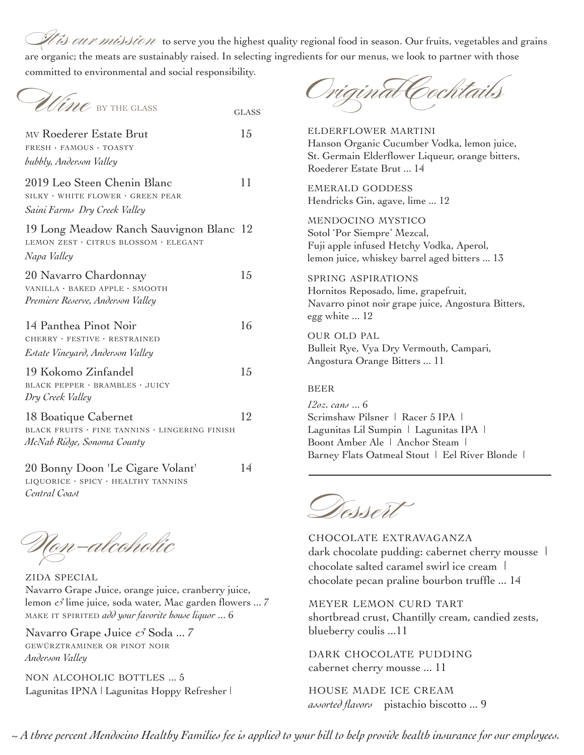*It's our mission* to serve you the highest quality regional food in season. Our fruits, vegetables and grains are organic; the meats are sustainably raised. In selecting ingredients for our menus, we look to partner with those committed to environmental and social responsibility.

## Wine BY THE GLASS

| | GLASS |
|---|---|
| MV Roederer Estate Brut<br>FRESH · FAMOUS · TOASTY<br>*bubbly, Anderson Valley* | 15 |
| 2019 Leo Steen Chenin Blanc<br>SILKY · WHITE FLOWER · GREEN PEAR<br>*Saini Farms Dry Creek Valley* | 11 |
| 19 Long Meadow Ranch Sauvignon Blanc<br>LEMON ZEST · CITRUS BLOSSOM · ELEGANT<br>*Napa Valley* | 12 |
| 20 Navarro Chardonnay<br>VANILLA · BAKED APPLE · SMOOTH<br>*Premiere Reserve, Anderson Valley* | 15 |
| 14 Panthea Pinot Noir<br>CHERRY · FESTIVE · RESTRAINED<br>*Estate Vineyard, Anderson Valley* | 16 |
| 19 Kokomo Zinfandel<br>BLACK PEPPER · BRAMBLES · JUICY<br>*Dry Creek Valley* | 15 |
| 18 Boatique Cabernet<br>BLACK FRUITS · FINE TANNINS · LINGERING FINISH<br>*McNab Ridge, Sonoma County* | 12 |
| 20 Bonny Doon 'Le Cigare Volant'<br>LIQUORICE · SPICY · HEALTHY TANNINS<br>*Central Coast* | 14 |

## Non-alcoholic

ZIDA SPECIAL
Navarro Grape Juice, orange juice, cranberry juice, lemon & lime juice, soda water, Mac garden flowers ... 7
MAKE IT SPIRITED *add your favorite house liquor* ... 6

Navarro Grape Juice & Soda ... 7
GEWÜRZTRAMINER OR PINOT NOIR
*Anderson Valley*

NON ALCOHOLIC BOTTLES ... 5
Lagunitas IPNA | Lagunitas Hoppy Refresher |

## Original Cocktails

ELDERFLOWER MARTINI
Hanson Organic Cucumber Vodka, lemon juice, St. Germain Elderflower Liqueur, orange bitters, Roederer Estate Brut ... 14

EMERALD GODDESS
Hendricks Gin, agave, lime ... 12

MENDOCINO MYSTICO
Sotol 'Por Siempre' Mezcal, Fuji apple infused Hetchy Vodka, Aperol, lemon juice, whiskey barrel aged bitters ... 13

SPRING ASPIRATIONS
Hornitos Reposado, lime, grapefruit, Navarro pinot noir grape juice, Angostura Bitters, egg white ... 12

OUR OLD PAL
Bulleit Rye, Vya Dry Vermouth, Campari, Angostura Orange Bitters ... 11

BEER

*12oz. cans* ... 6
Scrimshaw Pilsner | Racer 5 IPA | Lagunitas Lil Sumpin | Lagunitas IPA | Boont Amber Ale | Anchor Steam | Barney Flats Oatmeal Stout | Eel River Blonde |

## Dessert

CHOCOLATE EXTRAVAGANZA
dark chocolate pudding: cabernet cherry mousse | chocolate salted caramel swirl ice cream | chocolate pecan praline bourbon truffle ... 14

MEYER LEMON CURD TART
shortbread crust, Chantilly cream, candied zests, blueberry coulis ...11

DARK CHOCOLATE PUDDING
cabernet cherry mousse ... 11

HOUSE MADE ICE CREAM
*assorted flavors* pistachio biscotto ... 9

*~ A three percent Mendocino Healthy Families fee is applied to your bill to help provide health insurance for our employees.*